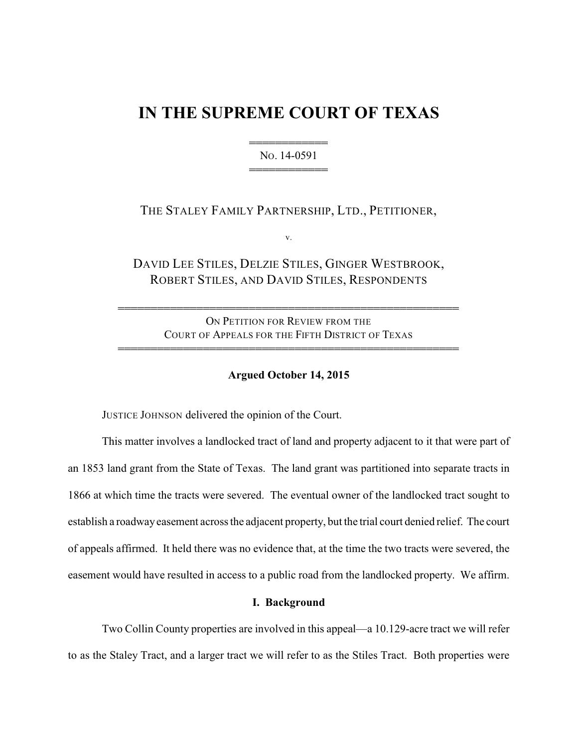# IN THE SUPREME COURT OF TEXAS

No. 14-0591

THE STALEY FAMILY PARTNERSHIP, LTD., PETITIONER,

v.

DAVID LEE STILES, DELZIE STILES, GINGER WESTBROOK, ROBERT STILES, AND DAVID STILES, RESPONDENTS

ON PETITION FOR REVIEW FROM THE COURT OF APPEALS FOR THE FIFTH DISTRICT OF TEXAS

**Argued October 14, 2015**

JUSTICE JOHNSON delivered the opinion of the Court.

This matter involves a landlocked tract of land and property adjacent to it that were part of an 1853 land grant from the State of Texas. The land grant was partitioned into separate tracts in 1866 at which time the tracts were severed. The eventual owner of the landlocked tract sought to establish a roadway easement across the adjacent property, but the trial court denied relief. The court of appeals affirmed. It held there was no evidence that, at the time the two tracts were severed, the easement would have resulted in access to a public road from the landlocked property. We affirm.

## I. Background

Two Collin County properties are involved in this appeal—a 10.129-acre tract we will refer to as the Staley Tract, and a larger tract we will refer to as the Stiles Tract. Both properties were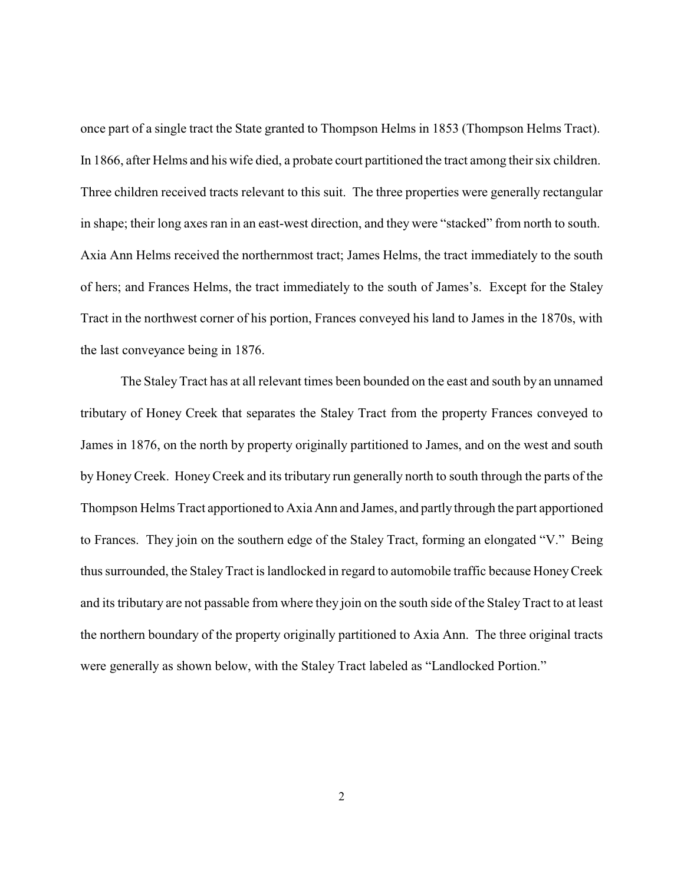once part of a single tract the State granted to Thompson Helms in 1853 (Thompson Helms Tract). In 1866, after Helms and his wife died, a probate court partitioned the tract among their six children. Three children received tracts relevant to this suit. The three properties were generally rectangular in shape; their long axes ran in an east-west direction, and they were "stacked" from north to south. Axia Ann Helms received the northernmost tract; James Helms, the tract immediately to the south of hers; and Frances Helms, the tract immediately to the south of James's. Except for the Staley Tract in the northwest corner of his portion, Frances conveyed his land to James in the 1870s, with the last conveyance being in 1876.

The Staley Tract has at all relevant times been bounded on the east and south by an unnamed tributary of Honey Creek that separates the Staley Tract from the property Frances conveyed to James in 1876, on the north by property originally partitioned to James, and on the west and south by Honey Creek. Honey Creek and its tributary run generally north to south through the parts of the Thompson Helms Tract apportioned to Axia Ann and James, and partly through the part apportioned to Frances. They join on the southern edge of the Staley Tract, forming an elongated "V." Being thus surrounded, the Staley Tract is landlocked in regard to automobile traffic because Honey Creek and its tributary are not passable from where they join on the south side of the Staley Tract to at least the northern boundary of the property originally partitioned to Axia Ann. The three original tracts were generally as shown below, with the Staley Tract labeled as "Landlocked Portion."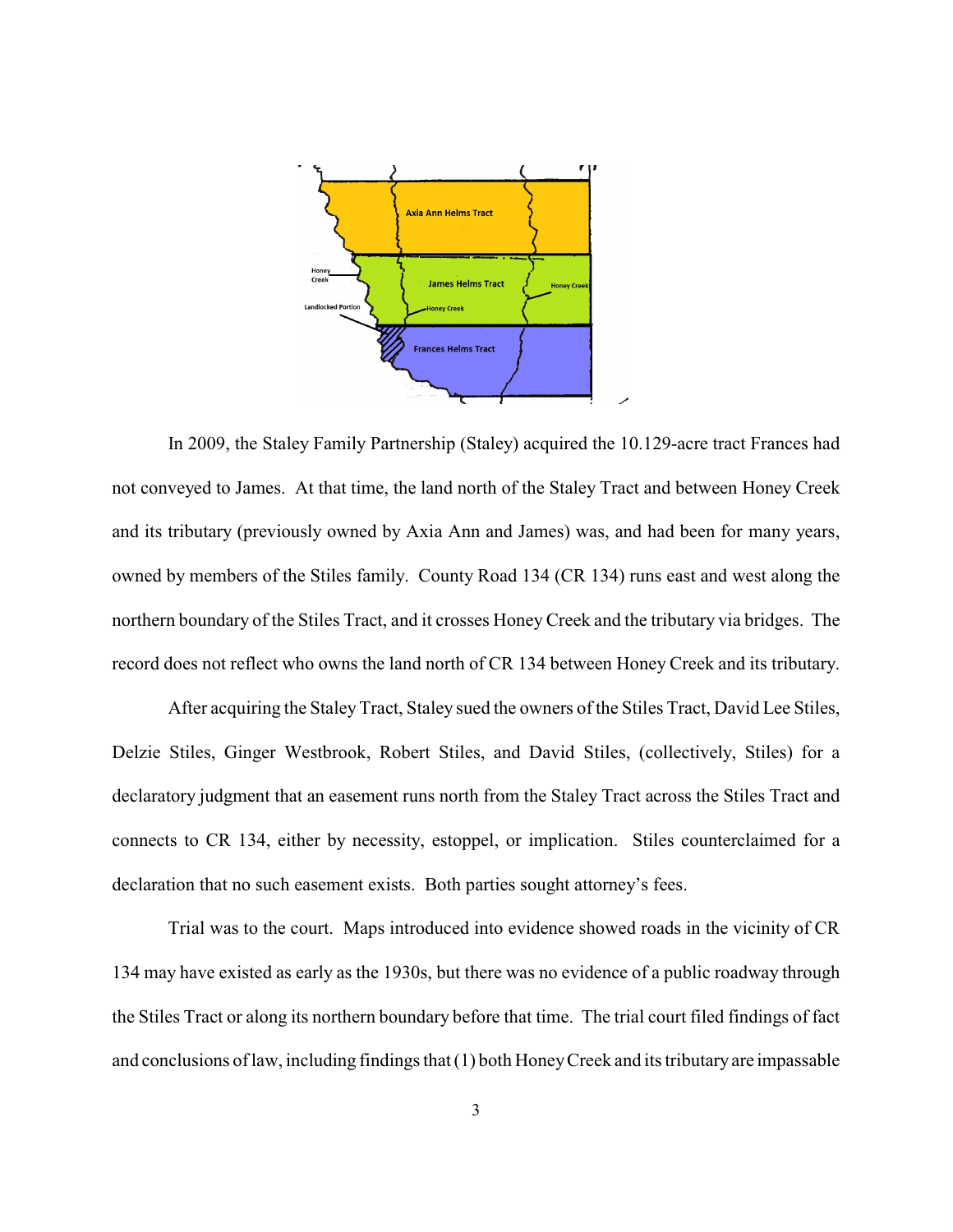In 2009, the Staley Family Partnership (Staley) acquired the 10.129-acre tract Frances had not conveyed to James. At that time, the land north of the Staley Tract and between Honey Creek and its tributary (previously owned by Axia Ann and James) was, and had been for many years, owned by members of the Stiles family. County Road 134 (CR 134) runs east and west along the northern boundary of the Stiles Tract, and it crosses Honey Creek and the tributary via bridges. The record does not reflect who owns the land north of CR 134 between Honey Creek and its tributary.

After acquiring the Staley Tract, Staley sued the owners of the Stiles Tract, David Lee Stiles, Delzie Stiles, Ginger Westbrook, Robert Stiles, and David Stiles, (collectively, Stiles) for a declaratory judgment that an easement runs north from the Staley Tract across the Stiles Tract and connects to CR 134, either by necessity, estoppel, or implication. Stiles counterclaimed for a declaration that no such easement exists. Both parties sought attorney's fees.

Trial was to the court. Maps introduced into evidence showed roads in the vicinity of CR 134 may have existed as early as the 1930s, but there was no evidence of a public roadway through the Stiles Tract or along its northern boundary before that time. The trial court filed findings of fact and conclusions of law, including findings that (1) both Honey Creek and its tributary are impassable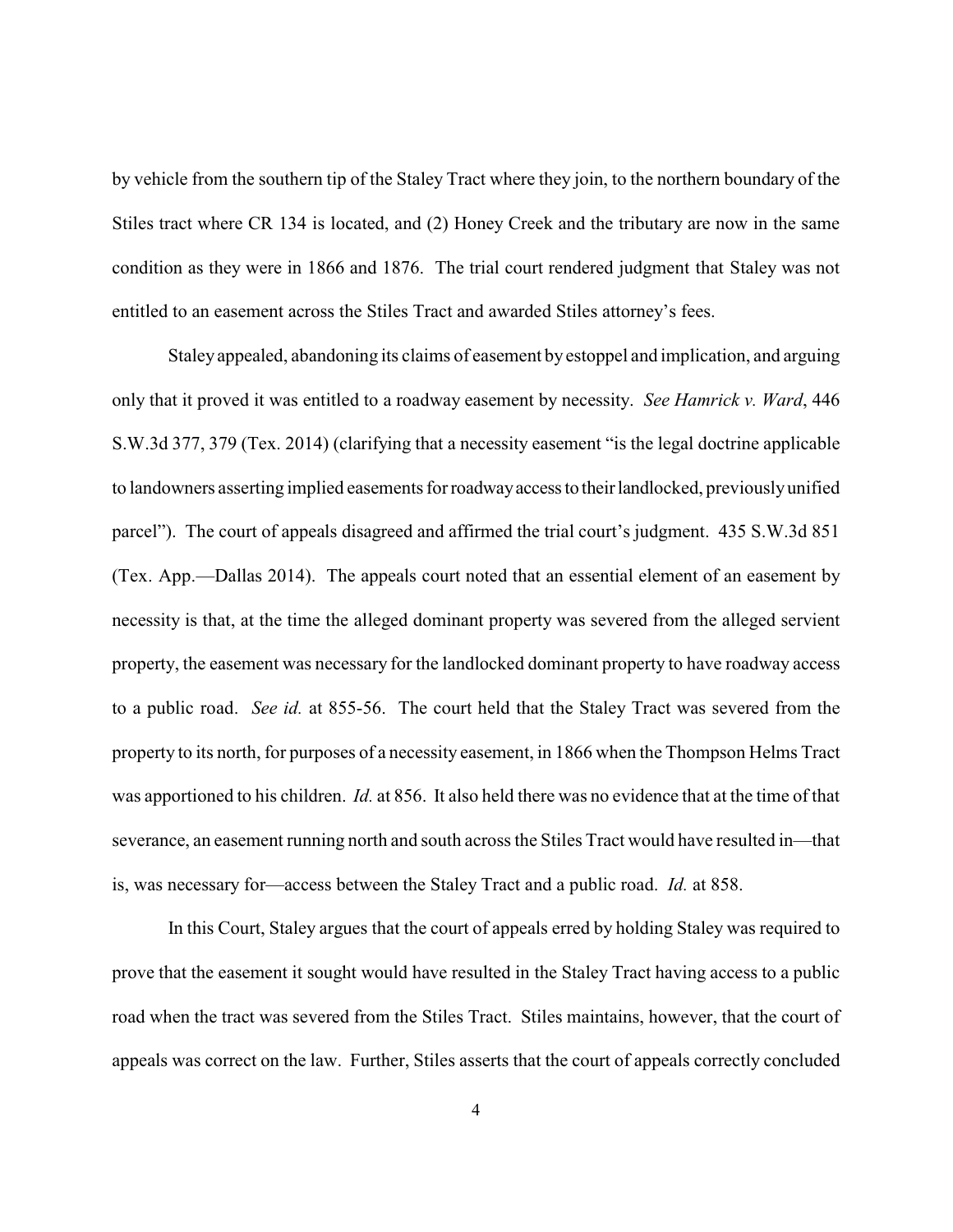by vehicle from the southern tip of the Staley Tract where they join, to the northern boundary of the Stiles tract where CR 134 is located, and (2) Honey Creek and the tributary are now in the same condition as they were in 1866 and 1876. The trial court rendered judgment that Staley was not entitled to an easement across the Stiles Tract and awarded Stiles attorney's fees.

Staley appealed, abandoning its claims of easement by estoppel and implication, and arguing only that it proved it was entitled to a roadway easement by necessity. *See Hamrick v. Ward*, 446 S.W.3d 377, 379 (Tex. 2014) (clarifying that a necessity easement "is the legal doctrine applicable to landowners asserting implied easements for roadway access to their landlocked, previously unified parcel"). The court of appeals disagreed and affirmed the trial court's judgment. 435 S.W.3d 851 (Tex. App.—Dallas 2014). The appeals court noted that an essential element of an easement by necessity is that, at the time the alleged dominant property was severed from the alleged servient property, the easement was necessary for the landlocked dominant property to have roadway access to a public road. *See id.* at 855-56. The court held that the Staley Tract was severed from the property to its north, for purposes of a necessity easement, in 1866 when the Thompson Helms Tract was apportioned to his children. *Id.* at 856. It also held there was no evidence that at the time of that severance, an easement running north and south across the Stiles Tract would have resulted in—that is, was necessary for—access between the Staley Tract and a public road. *Id.* at 858.

In this Court, Staley argues that the court of appeals erred by holding Staley was required to prove that the easement it sought would have resulted in the Staley Tract having access to a public road when the tract was severed from the Stiles Tract. Stiles maintains, however, that the court of appeals was correct on the law. Further, Stiles asserts that the court of appeals correctly concluded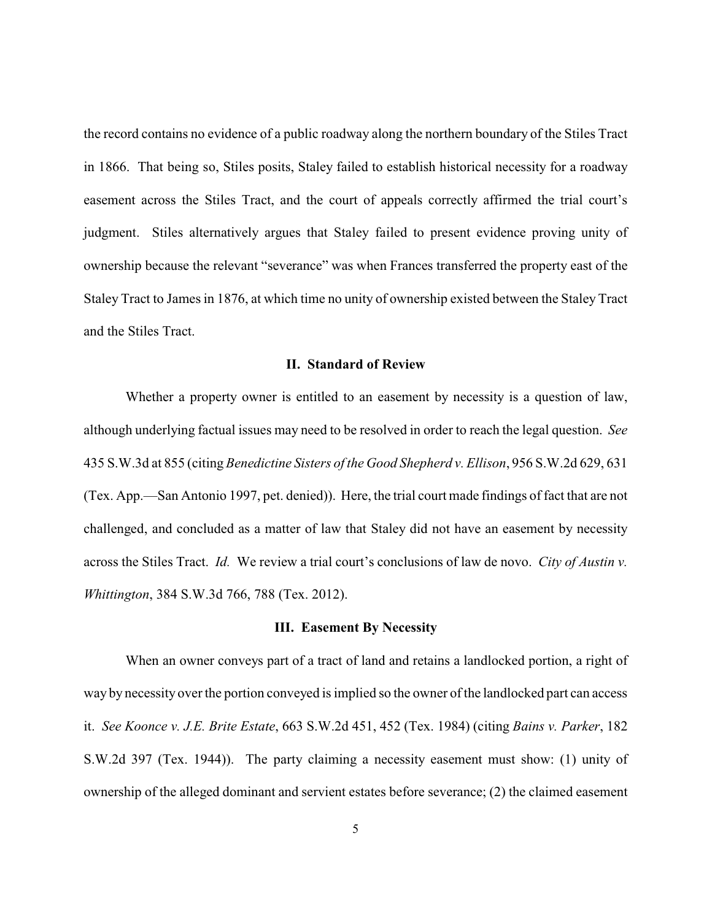the record contains no evidence of a public roadway along the northern boundary of the Stiles Tract in 1866. That being so, Stiles posits, Staley failed to establish historical necessity for a roadway easement across the Stiles Tract, and the court of appeals correctly affirmed the trial court's judgment. Stiles alternatively argues that Staley failed to present evidence proving unity of ownership because the relevant "severance" was when Frances transferred the property east of the Staley Tract to James in 1876, at which time no unity of ownership existed between the Staley Tract and the Stiles Tract.

## II. Standard of Review

Whether a property owner is entitled to an easement by necessity is a question of law, although underlying factual issues may need to be resolved in order to reach the legal question. *See* 435 S.W.3d at 855 (citing *Benedictine Sisters of the Good Shepherd v. Ellison*, 956 S.W.2d 629, 631 (Tex. App.—San Antonio 1997, pet. denied)). Here, the trial court made findings of fact that are not challenged, and concluded as a matter of law that Staley did not have an easement by necessity across the Stiles Tract. *Id.* We review a trial court's conclusions of law de novo. *City of Austin v. Whittington*, 384 S.W.3d 766, 788 (Tex. 2012).

## III. Easement By Necessity

When an owner conveys part of a tract of land and retains a landlocked portion, a right of way by necessity over the portion conveyed is implied so the owner of the landlocked part can access it. *See Koonce v. J.E. Brite Estate*, 663 S.W.2d 451, 452 (Tex. 1984) (citing *Bains v. Parker*, 182 S.W.2d 397 (Tex. 1944)). The party claiming a necessity easement must show: (1) unity of ownership of the alleged dominant and servient estates before severance; (2) the claimed easement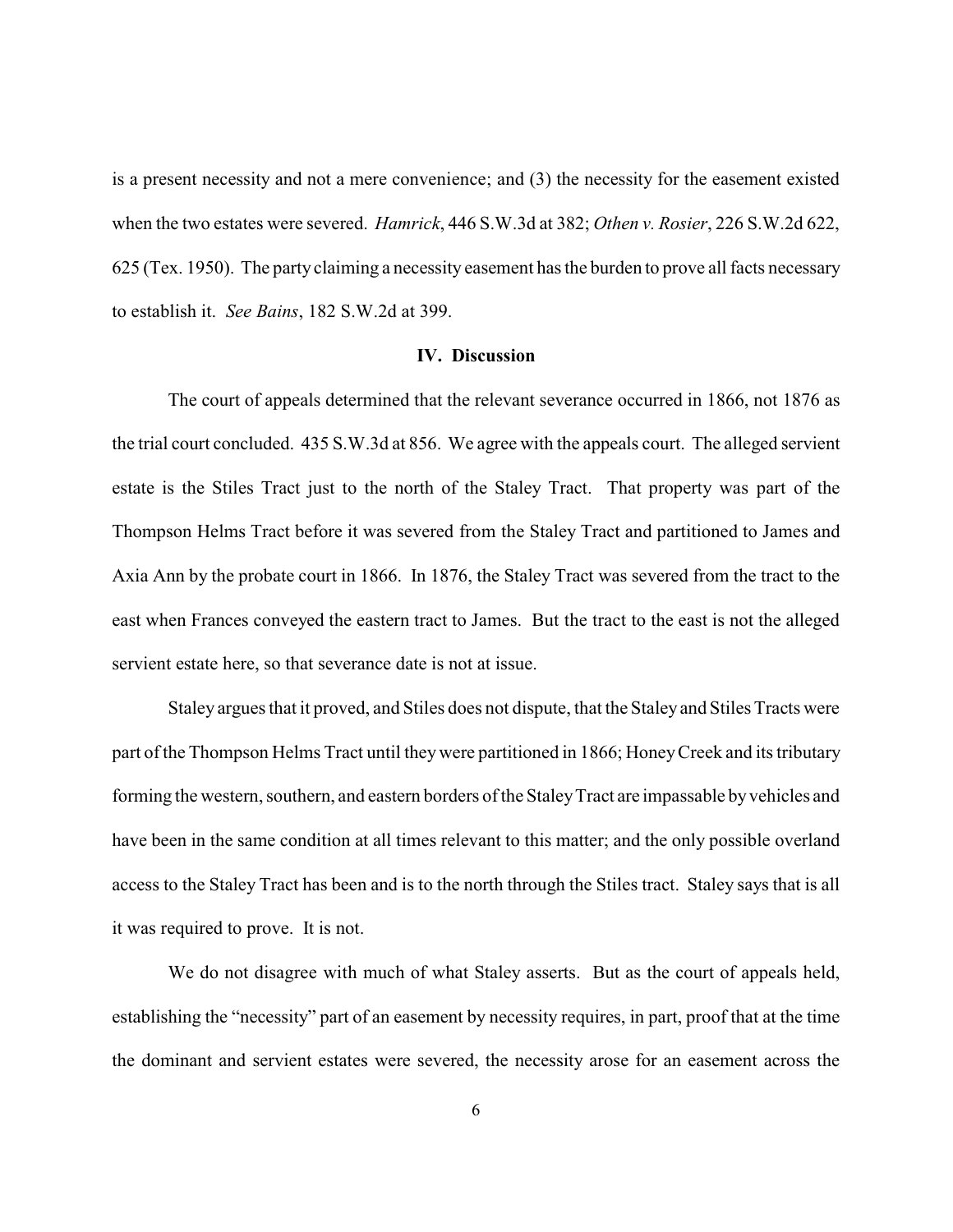is a present necessity and not a mere convenience; and (3) the necessity for the easement existed when the two estates were severed. *Hamrick*, 446 S.W.3d at 382; *Othen v. Rosier*, 226 S.W.2d 622, 625 (Tex. 1950). The party claiming a necessity easement has the burden to prove all facts necessary to establish it. *See Bains*, 182 S.W.2d at 399.

## IV. Discussion

The court of appeals determined that the relevant severance occurred in 1866, not 1876 as the trial court concluded. 435 S.W.3d at 856. We agree with the appeals court. The alleged servient estate is the Stiles Tract just to the north of the Staley Tract. That property was part of the Thompson Helms Tract before it was severed from the Staley Tract and partitioned to James and Axia Ann by the probate court in 1866. In 1876, the Staley Tract was severed from the tract to the east when Frances conveyed the eastern tract to James. But the tract to the east is not the alleged servient estate here, so that severance date is not at issue.

Staley argues that it proved, and Stiles does not dispute, that the Staley and Stiles Tracts were part of the Thompson Helms Tract until they were partitioned in 1866; Honey Creek and its tributary forming the western, southern, and eastern borders of the Staley Tract are impassable by vehicles and have been in the same condition at all times relevant to this matter; and the only possible overland access to the Staley Tract has been and is to the north through the Stiles tract. Staley says that is all it was required to prove. It is not.

We do not disagree with much of what Staley asserts. But as the court of appeals held, establishing the "necessity" part of an easement by necessity requires, in part, proof that at the time the dominant and servient estates were severed, the necessity arose for an easement across the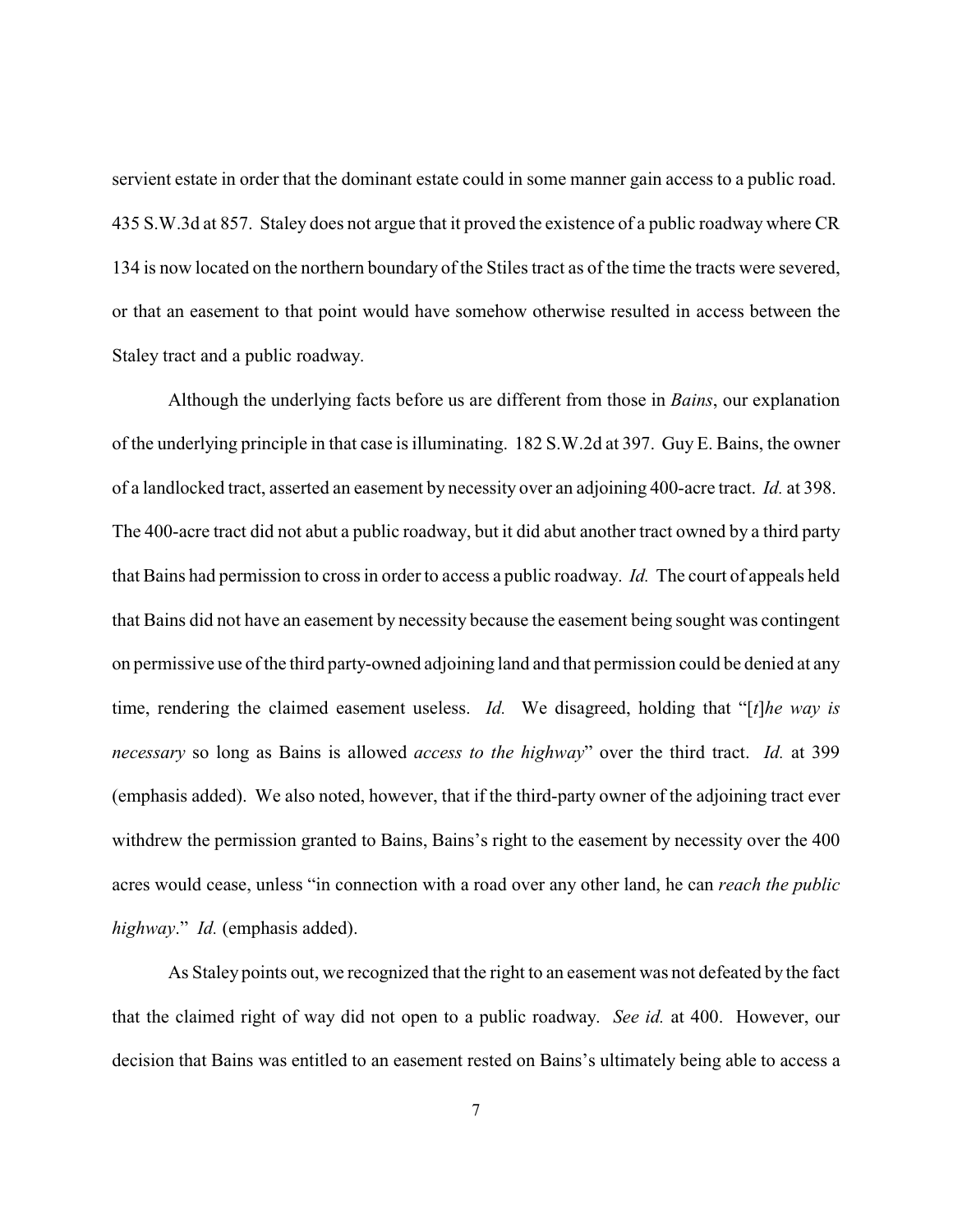servient estate in order that the dominant estate could in some manner gain access to a public road. 435 S.W.3d at 857. Staley does not argue that it proved the existence of a public roadway where CR 134 is now located on the northern boundary of the Stiles tract as of the time the tracts were severed, or that an easement to that point would have somehow otherwise resulted in access between the Staley tract and a public roadway.

Although the underlying facts before us are different from those in *Bains*, our explanation of the underlying principle in that case is illuminating. 182 S.W.2d at 397. Guy E. Bains, the owner of a landlocked tract, asserted an easement by necessity over an adjoining 400-acre tract. *Id.* at 398. The 400-acre tract did not abut a public roadway, but it did abut another tract owned by a third party that Bains had permission to cross in order to access a public roadway. *Id.* The court of appeals held that Bains did not have an easement by necessity because the easement being sought was contingent on permissive use of the third party-owned adjoining land and that permission could be denied at any time, rendering the claimed easement useless. *Id.* We disagreed, holding that "[*t*]*he way is necessary* so long as Bains is allowed *access to the highway*" over the third tract. *Id.* at 399 (emphasis added). We also noted, however, that if the third-party owner of the adjoining tract ever withdrew the permission granted to Bains, Bains's right to the easement by necessity over the 400 acres would cease, unless "in connection with a road over any other land, he can *reach the public highway*." *Id.* (emphasis added).

As Staley points out, we recognized that the right to an easement was not defeated by the fact that the claimed right of way did not open to a public roadway. *See id.* at 400. However, our decision that Bains was entitled to an easement rested on Bains's ultimately being able to access a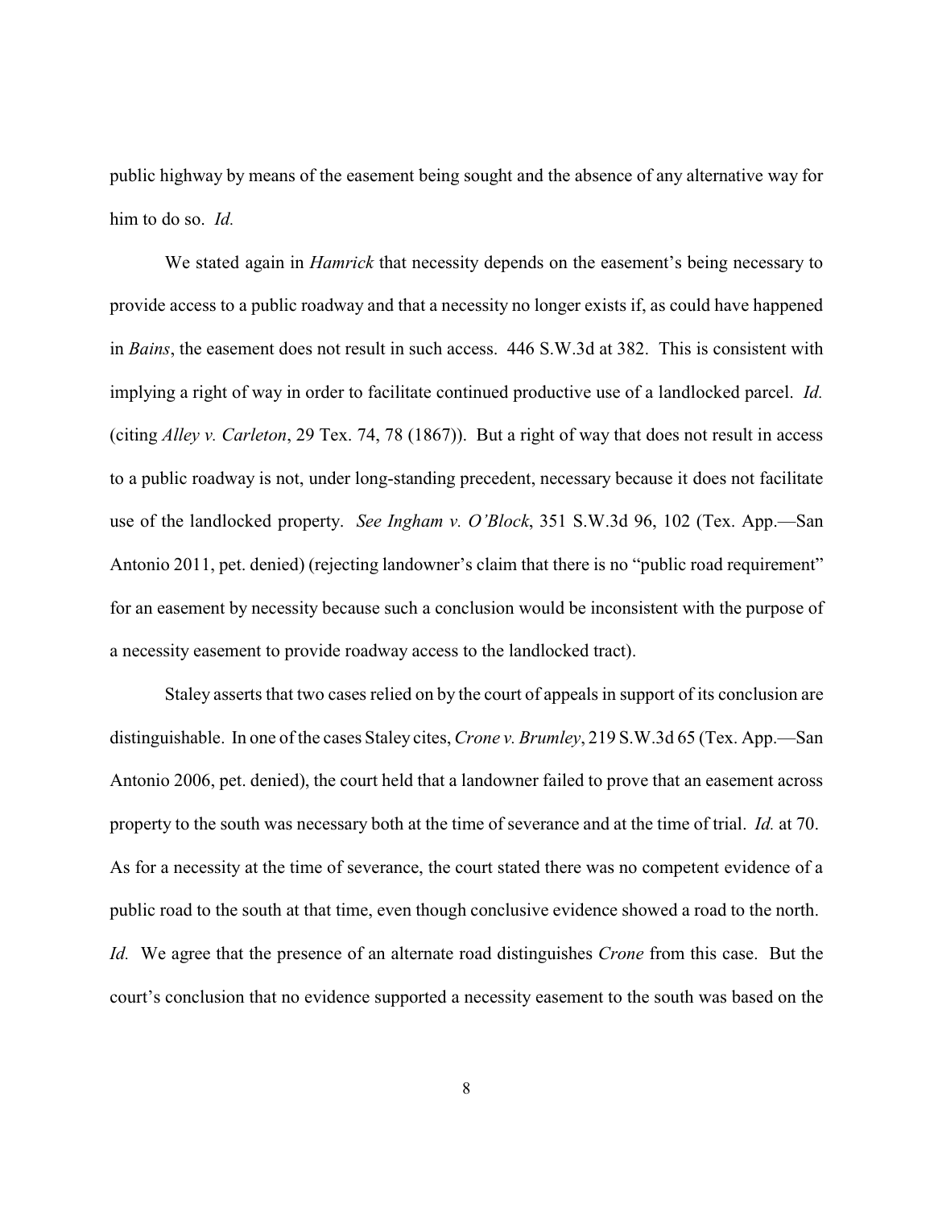public highway by means of the easement being sought and the absence of any alternative way for him to do so. *Id.*

We stated again in *Hamrick* that necessity depends on the easement's being necessary to provide access to a public roadway and that a necessity no longer exists if, as could have happened in *Bains*, the easement does not result in such access. 446 S.W.3d at 382. This is consistent with implying a right of way in order to facilitate continued productive use of a landlocked parcel. *Id.* (citing *Alley v. Carleton*, 29 Tex. 74, 78 (1867)). But a right of way that does not result in access to a public roadway is not, under long-standing precedent, necessary because it does not facilitate use of the landlocked property. *See Ingham v. O'Block*, 351 S.W.3d 96, 102 (Tex. App.—San Antonio 2011, pet. denied) (rejecting landowner's claim that there is no "public road requirement" for an easement by necessity because such a conclusion would be inconsistent with the purpose of a necessity easement to provide roadway access to the landlocked tract).

Staley asserts that two cases relied on by the court of appeals in support of its conclusion are distinguishable. In one of the cases Staley cites, *Crone v. Brumley*, 219 S.W.3d 65 (Tex. App.—San Antonio 2006, pet. denied), the court held that a landowner failed to prove that an easement across property to the south was necessary both at the time of severance and at the time of trial. *Id.* at 70. As for a necessity at the time of severance, the court stated there was no competent evidence of a public road to the south at that time, even though conclusive evidence showed a road to the north. *Id.* We agree that the presence of an alternate road distinguishes *Crone* from this case. But the court's conclusion that no evidence supported a necessity easement to the south was based on the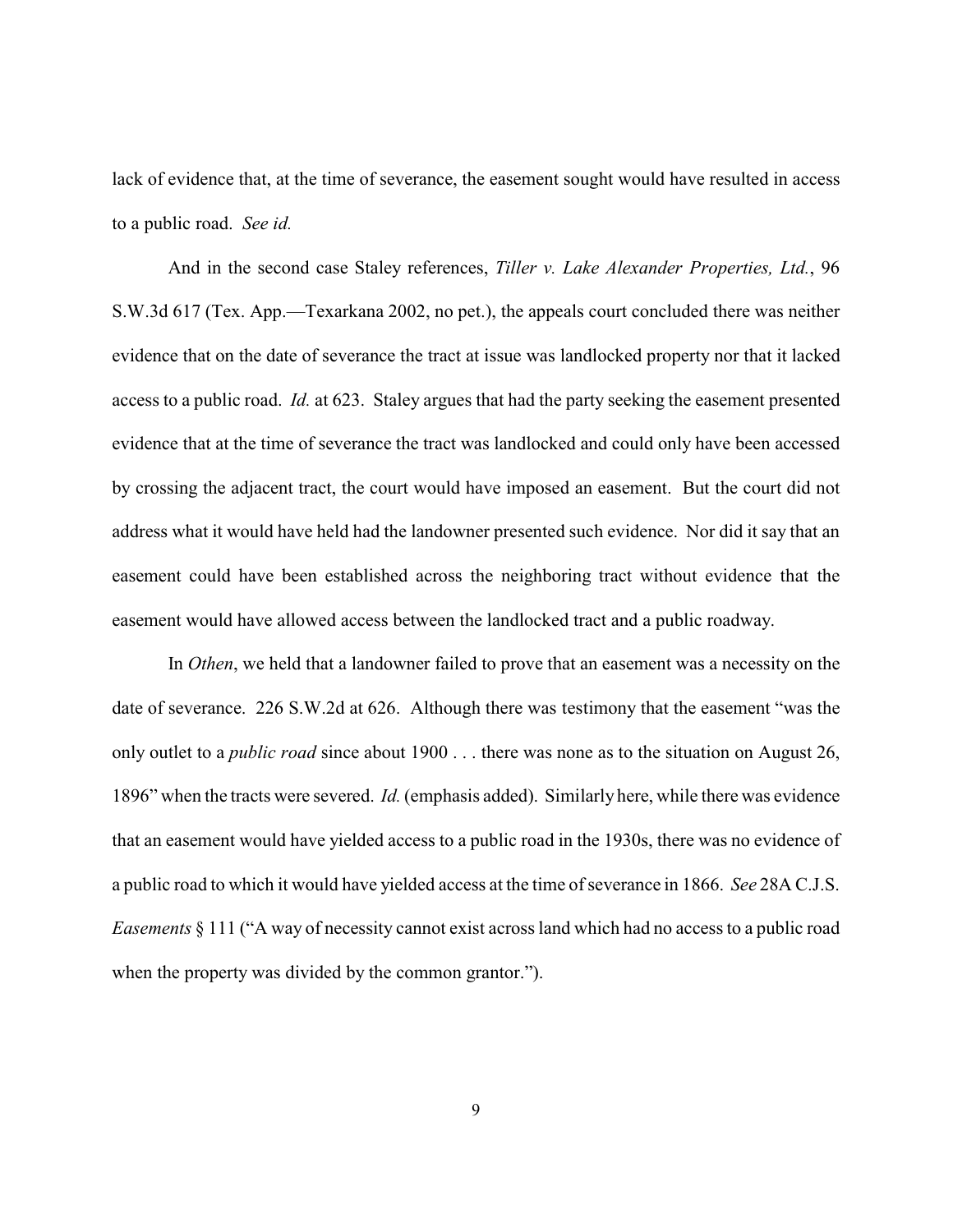lack of evidence that, at the time of severance, the easement sought would have resulted in access to a public road. *See id.*

And in the second case Staley references, *Tiller v. Lake Alexander Properties, Ltd.*, 96 S.W.3d 617 (Tex. App.—Texarkana 2002, no pet.), the appeals court concluded there was neither evidence that on the date of severance the tract at issue was landlocked property nor that it lacked access to a public road. *Id.* at 623. Staley argues that had the party seeking the easement presented evidence that at the time of severance the tract was landlocked and could only have been accessed by crossing the adjacent tract, the court would have imposed an easement. But the court did not address what it would have held had the landowner presented such evidence. Nor did it say that an easement could have been established across the neighboring tract without evidence that the easement would have allowed access between the landlocked tract and a public roadway.

In *Othen*, we held that a landowner failed to prove that an easement was a necessity on the date of severance. 226 S.W.2d at 626. Although there was testimony that the easement "was the only outlet to a *public road* since about 1900 . . . there was none as to the situation on August 26, 1896" when the tracts were severed. *Id.* (emphasis added). Similarly here, while there was evidence that an easement would have yielded access to a public road in the 1930s, there was no evidence of a public road to which it would have yielded access at the time of severance in 1866. *See* 28A C.J.S. *Easements* § 111 ("A way of necessity cannot exist across land which had no access to a public road when the property was divided by the common grantor.").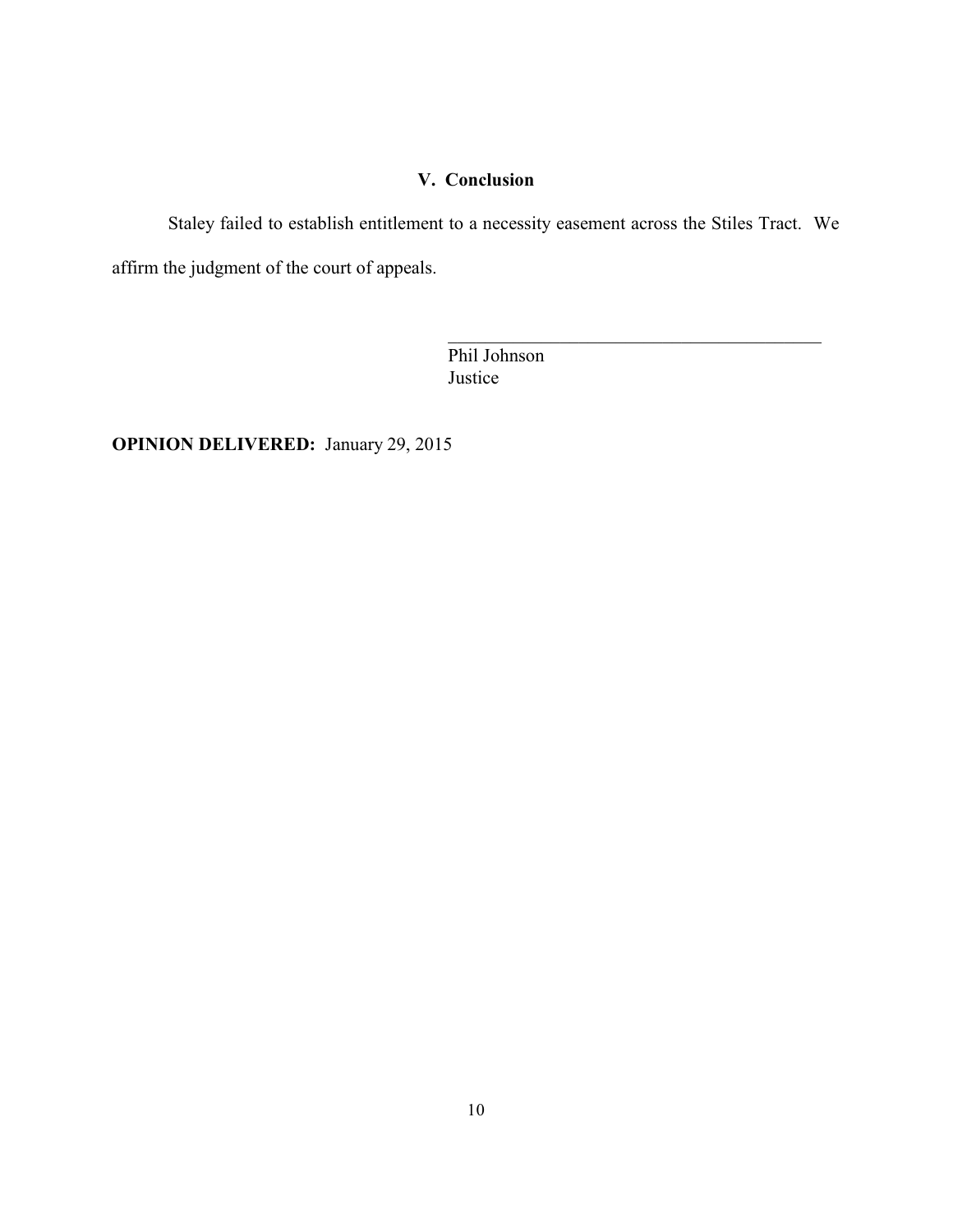## V. Conclusion

Staley failed to establish entitlement to a necessity easement across the Stiles Tract. We affirm the judgment of the court of appeals.

\_\_\_\_\_\_\_\_\_\_\_\_\_\_\_\_\_\_\_\_\_\_\_\_\_\_\_\_\_\_\_\_\_\_\_\_\_\_\_\_

Phil Johnson
Justice

**OPINION DELIVERED:** January 29, 2015